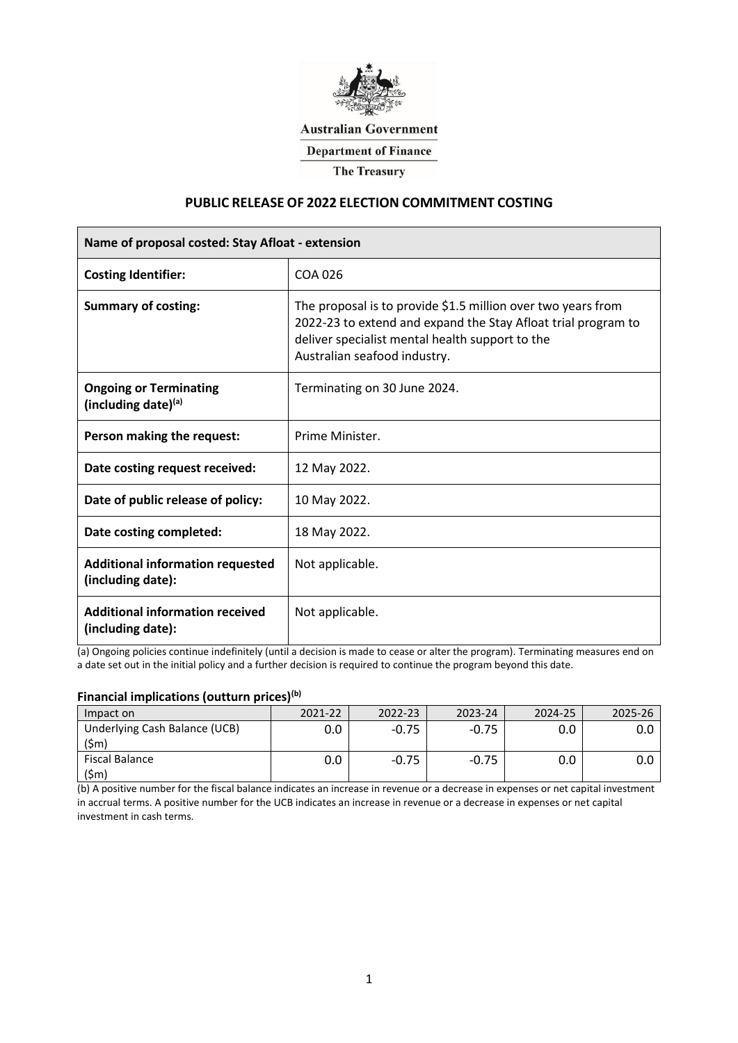Australian Government

Department of Finance

The Treasury

## PUBLIC RELEASE OF 2022 ELECTION COMMITMENT COSTING

| Name of proposal costed: Stay Afloat - extension | |
|---|---|
| **Costing Identifier:** | COA 026 |
| **Summary of costing:** | The proposal is to provide $1.5 million over two years from 2022-23 to extend and expand the Stay Afloat trial program to deliver specialist mental health support to the Australian seafood industry. |
| **Ongoing or Terminating (including date)[(a)]** | Terminating on 30 June 2024. |
| **Person making the request:** | Prime Minister. |
| **Date costing request received:** | 12 May 2022. |
| **Date of public release of policy:** | 10 May 2022. |
| **Date costing completed:** | 18 May 2022. |
| **Additional information requested (including date):** | Not applicable. |
| **Additional information received (including date):** | Not applicable. |

(a) Ongoing policies continue indefinitely (until a decision is made to cease or alter the program). Terminating measures end on a date set out in the initial policy and a further decision is required to continue the program beyond this date.

### Financial implications (outturn prices)[(b)]

| Impact on | 2021-22 | 2022-23 | 2023-24 | 2024-25 | 2025-26 |
|---|---|---|---|---|---|
| Underlying Cash Balance (UCB) ($m) | 0.0 | -0.75 | -0.75 | 0.0 | 0.0 |
| Fiscal Balance ($m) | 0.0 | -0.75 | -0.75 | 0.0 | 0.0 |

(b) A positive number for the fiscal balance indicates an increase in revenue or a decrease in expenses or net capital investment in accrual terms. A positive number for the UCB indicates an increase in revenue or a decrease in expenses or net capital investment in cash terms.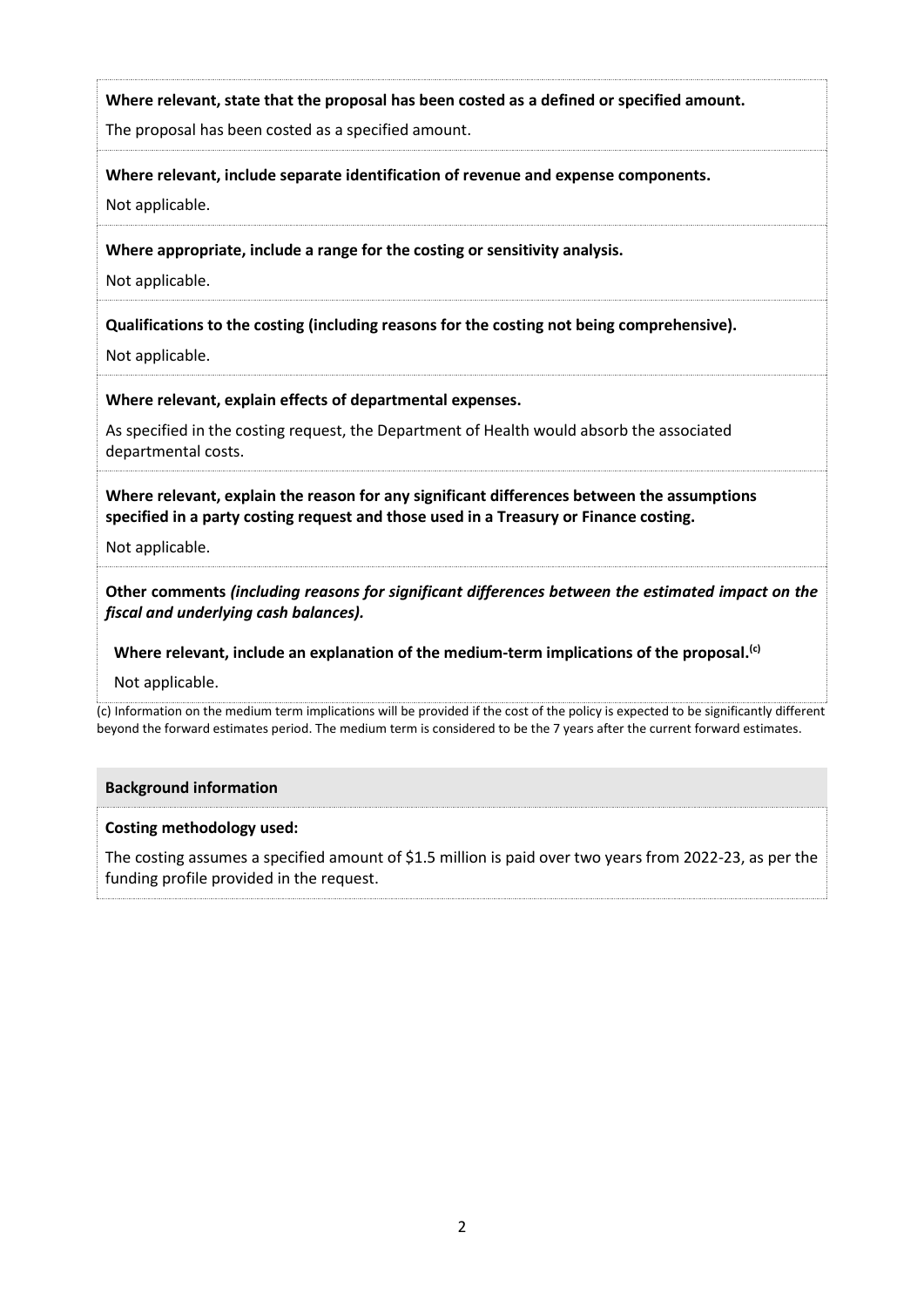**Where relevant, state that the proposal has been costed as a defined or specified amount.**

The proposal has been costed as a specified amount.

**Where relevant, include separate identification of revenue and expense components.**

Not applicable.

**Where appropriate, include a range for the costing or sensitivity analysis.**

Not applicable.

**Qualifications to the costing (including reasons for the costing not being comprehensive).**

Not applicable.

**Where relevant, explain effects of departmental expenses.**

As specified in the costing request, the Department of Health would absorb the associated departmental costs.

**Where relevant, explain the reason for any significant differences between the assumptions specified in a party costing request and those used in a Treasury or Finance costing.**

Not applicable.

**Other comments** ***(including reasons for significant differences between the estimated impact on the fiscal and underlying cash balances).***

**Where relevant, include an explanation of the medium-term implications of the proposal.[c]**

Not applicable.

(c) Information on the medium term implications will be provided if the cost of the policy is expected to be significantly different beyond the forward estimates period. The medium term is considered to be the 7 years after the current forward estimates.

**Background information**

**Costing methodology used:**

The costing assumes a specified amount of $1.5 million is paid over two years from 2022-23, as per the funding profile provided in the request.